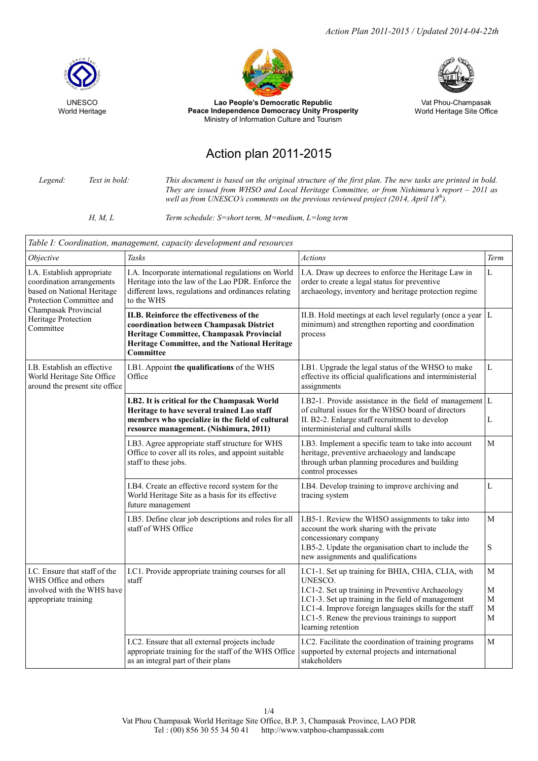*Action Plan 2011-2015 / Updated 2014-04-22th*

UNESCO
World Heritage

**Lao People's Democratic Republic**
**Peace Independence Democracy Unity Prosperity**
Ministry of Information Culture and Tourism

Vat Phou-Champasak
World Heritage Site Office

# Action plan 2011-2015

*Legend:* *Text in bold:* *This document is based on the original structure of the first plan. The new tasks are printed in bold. They are issued from WHSO and Local Heritage Committee, or from Nishimura's report – 2011 as well as from UNESCO's comments on the previous reviewed project (2014, April 18th).*

*H, M, L* *Term schedule: S=short term, M=medium, L=long term*

| *Table I: Coordination, management, capacity development and resources* | | | |
|---|---|---|---|
| *Objective* | *Tasks* | *Actions* | *Term* |
| I.A. Establish appropriate coordination arrangements based on National Heritage Protection Committee and Champasak Provincial Heritage Protection Committee | I.A. Incorporate international regulations on World Heritage into the law of the Lao PDR. Enforce the different laws, regulations and ordinances relating to the WHS | I.A. Draw up decrees to enforce the Heritage Law in order to create a legal status for preventive archaeology, inventory and heritage protection regime | L |
| | **II.B. Reinforce the effectiveness of the coordination between Champasak District Heritage Committee, Champasak Provincial Heritage Committee, and the National Heritage Committee** | II.B. Hold meetings at each level regularly (once a year minimum) and strengthen reporting and coordination process | L |
| I.B. Establish an effective World Heritage Site Office around the present site office | I.B1. Appoint **the qualifications** of the WHS Office | I.B1. Upgrade the legal status of the WHSO to make effective its official qualifications and interministerial assignments | L |
| | **I.B2. It is critical for the Champasak World Heritage to have several trained Lao staff members who specialize in the field of cultural resource management. (Nishimura, 2011)** | I.B2-1. Provide assistance in the field of management of cultural issues for the WHSO board of directors<br>II. B2-2. Enlarge staff recruitment to develop interministerial and cultural skills | L<br><br>L |
| | I.B3. Agree appropriate staff structure for WHS Office to cover all its roles, and appoint suitable staff to these jobs. | I.B3. Implement a specific team to take into account heritage, preventive archaeology and landscape through urban planning procedures and building control processes | M |
| | I.B4. Create an effective record system for the World Heritage Site as a basis for its effective future management | I.B4. Develop training to improve archiving and tracing system | L |
| | I.B5. Define clear job descriptions and roles for all staff of WHS Office | I.B5-1. Review the WHSO assignments to take into account the work sharing with the private concessionary company<br>I.B5-2. Update the organisation chart to include the new assignments and qualifications | M<br><br>S |
| I.C. Ensure that staff of the WHS Office and others involved with the WHS have appropriate training | I.C1. Provide appropriate training courses for all staff | I.C1-1. Set up training for BHIA, CHIA, CLIA, with UNESCO.<br>I.C1-2. Set up training in Preventive Archaeology<br>I.C1-3. Set up training in the field of management<br>I.C1-4. Improve foreign languages skills for the staff<br>I.C1-5. Renew the previous trainings to support learning retention | M<br><br>M<br>M<br>M<br>M |
| | I.C2. Ensure that all external projects include appropriate training for the staff of the WHS Office as an integral part of their plans | I.C2. Facilitate the coordination of training programs supported by external projects and international stakeholders | M |

Vat Phou Champasak World Heritage Site Office, B.P. 3, Champasak Province, LAO PDR
Tel : (00) 856 30 55 34 50 41 http://www.vatphou-champassak.com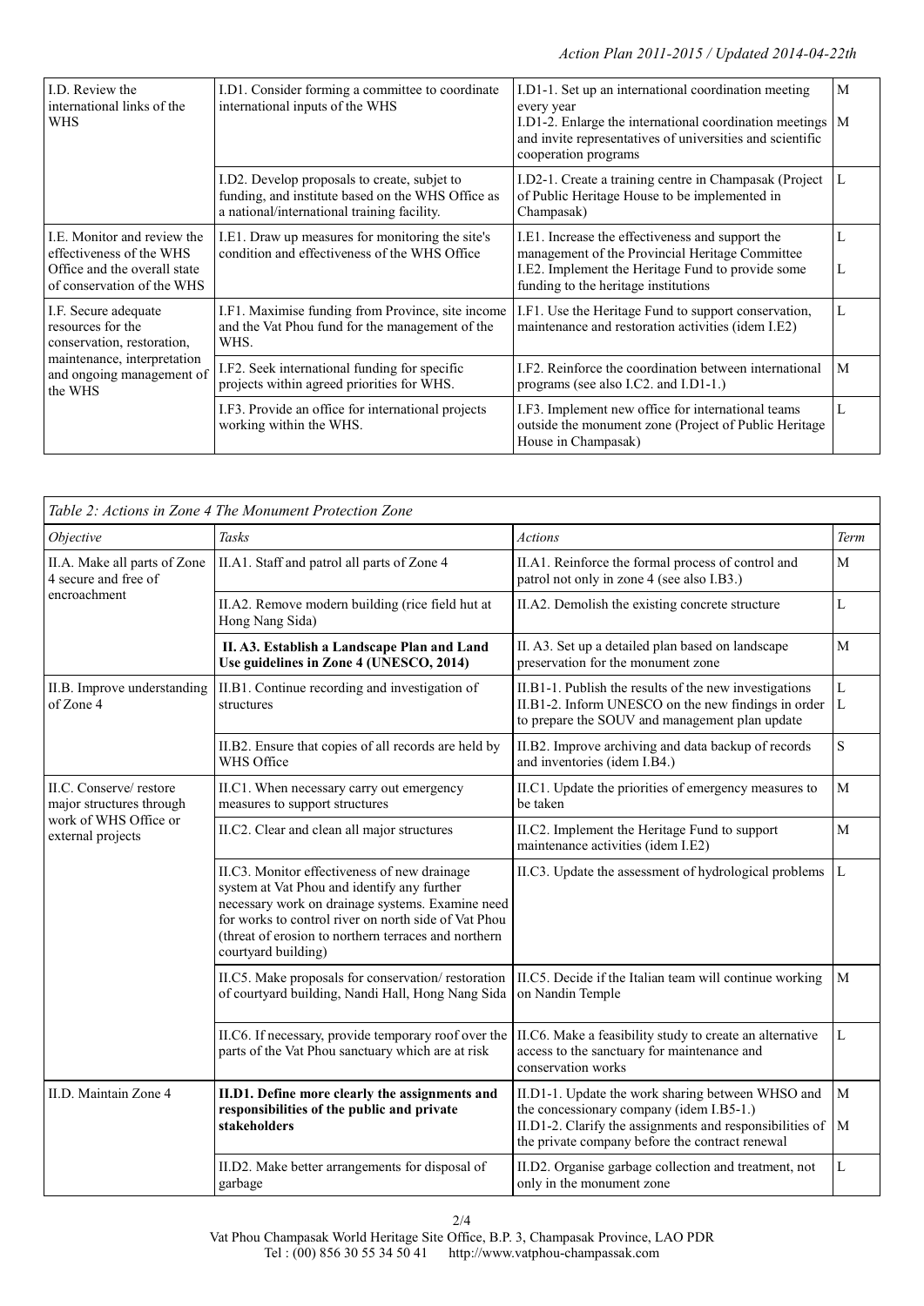| | | | |
|---|---|---|---|
| I.D. Review the international links of the WHS | I.D1. Consider forming a committee to coordinate international inputs of the WHS | I.D1-1. Set up an international coordination meeting every year<br>I.D1-2. Enlarge the international coordination meetings and invite representatives of universities and scientific cooperation programs | M<br>M |
| | I.D2. Develop proposals to create, subjet to funding, and institute based on the WHS Office as a national/international training facility. | I.D2-1. Create a training centre in Champasak (Project of Public Heritage House to be implemented in Champasak) | L |
| I.E. Monitor and review the effectiveness of the WHS Office and the overall state of the conservation of the WHS | I.E1. Draw up measures for monitoring the site's condition and effectiveness of the WHS Office | I.E1. Increase the effectiveness and support the management of the Provincial Heritage Committee<br>I.E2. Implement the Heritage Fund to provide some funding to the heritage institutions | L<br>L |
| I.F. Secure adequate resources for the conservation, restoration, maintenance, interpretation and ongoing management of the WHS | I.F1. Maximise funding from Province, site income and the Vat Phou fund for the management of the WHS. | I.F1. Use the Heritage Fund to support conservation, maintenance and restoration activities (idem I.E2) | L |
| | I.F2. Seek international funding for specific projects within agreed priorities for WHS. | I.F2. Reinforce the coordination between international programs (see also I.C2. and I.D1-1.) | M |
| | I.F3. Provide an office for international projects working within the WHS. | I.F3. Implement new office for international teams outside the monument zone (Project of Public Heritage House in Champasak) | L |

*Table 2: Actions in Zone 4 The Monument Protection Zone*

| *Objective* | *Tasks* | *Actions* | *Term* |
|---|---|---|---|
| II.A. Make all parts of Zone 4 secure and free of encroachment | II.A1. Staff and patrol all parts of Zone 4 | II.A1. Reinforce the formal process of control and patrol not only in zone 4 (see also I.B3.) | M |
| | II.A2. Remove modern building (rice field hut at Hong Nang Sida) | II.A2. Demolish the existing concrete structure | L |
| | **II. A3. Establish a Landscape Plan and Land Use guidelines in Zone 4 (UNESCO, 2014)** | II. A3. Set up a detailed plan based on landscape preservation for the monument zone | M |
| II.B. Improve understanding of Zone 4 | II.B1. Continue recording and investigation of structures | II.B1-1. Publish the results of the new investigations<br>II.B1-2. Inform UNESCO on the new findings in order to prepare the SOUV and management plan update | L<br>L |
| | II.B2. Ensure that copies of all records are held by WHS Office | II.B2. Improve archiving and data backup of records and inventories (idem I.B4.) | S |
| II.C. Conserve/ restore major structures through work of WHS Office or external projects | II.C1. When necessary carry out emergency measures to support structures | II.C1. Update the priorities of emergency measures to be taken | M |
| | II.C2. Clear and clean all major structures | II.C2. Implement the Heritage Fund to support maintenance activities (idem I.E2) | M |
| | II.C3. Monitor effectiveness of new drainage system at Vat Phou and identify any further necessary work on drainage systems. Examine need for works to control river on north side of Vat Phou (threat of erosion to northern terraces and northern courtyard building) | II.C3. Update the assessment of hydrological problems | L |
| | II.C5. Make proposals for conservation/ restoration of courtyard building, Nandi Hall, Hong Nang Sida | II.C5. Decide if the Italian team will continue working on Nandin Temple | M |
| | II.C6. If necessary, provide temporary roof over the parts of the Vat Phou sanctuary which are at risk | II.C6. Make a feasibility study to create an alternative access to the sanctuary for maintenance and conservation works | L |
| II.D. Maintain Zone 4 | **II.D1. Define more clearly the assignments and responsibilities of the public and private stakeholders** | II.D1-1. Update the work sharing between WHSO and the concessionary company (idem I.B5-1.)<br>II.D1-2. Clarify the assignments and responsibilities of the private company before the contract renewal | M<br>M |
| | II.D2. Make better arrangements for disposal of garbage | II.D2. Organise garbage collection and treatment, not only in the monument zone | L |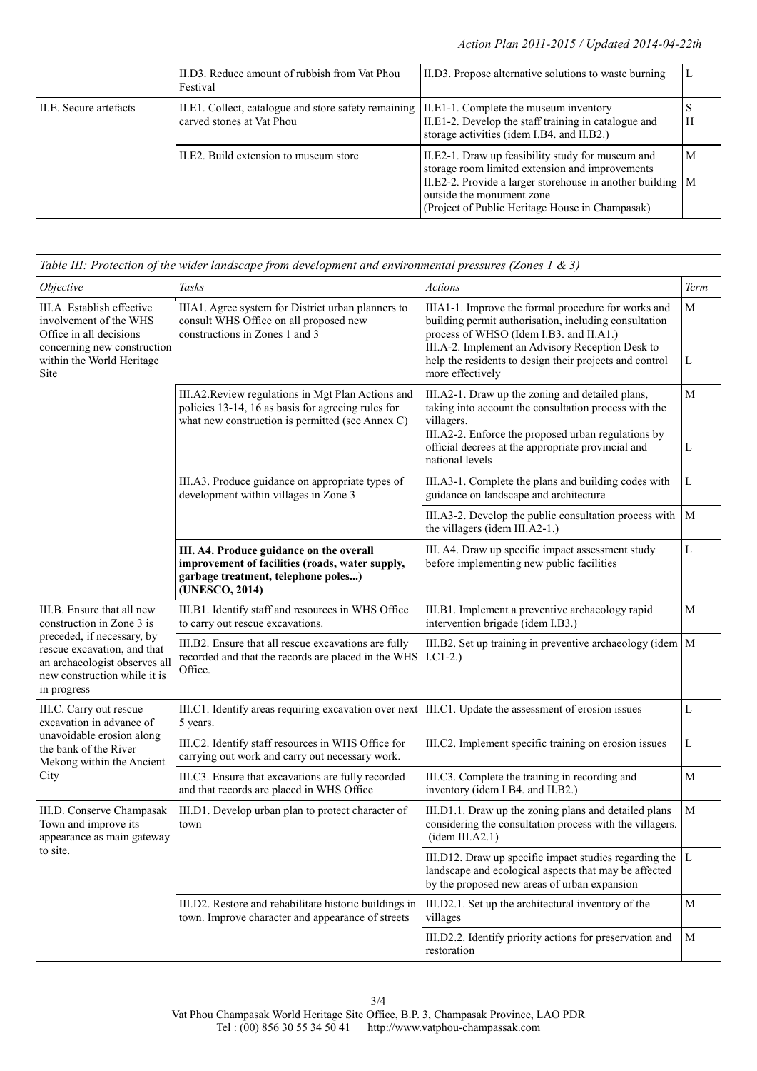| | | | |
|---|---|---|---|
| | II.D3. Reduce amount of rubbish from Vat Phou Festival | II.D3. Propose alternative solutions to waste burning | L |
| II.E. Secure artefacts | II.E1. Collect, catalogue and store safety remaining carved stones at Vat Phou | II.E1-1. Complete the museum inventory<br>II.E1-2. Develop the staff training in catalogue and storage activities (idem I.B4. and II.B2.) | S<br>H |
| | II.E2. Build extension to museum store | II.E2-1. Draw up feasibility study for museum and storage room limited extension and improvements<br>II.E2-2. Provide a larger storehouse in another building outside the monument zone<br>(Project of Public Heritage House in Champasak) | M<br>M |

| *Table III: Protection of the wider landscape from development and environmental pressures (Zones 1 & 3)* | | | |
|---|---|---|---|
| *Objective* | *Tasks* | *Actions* | *Term* |
| III.A. Establish effective involvement of the WHS Office in all decisions concerning new construction within the World Heritage Site | IIIA1. Agree system for District urban planners to consult WHS Office on all proposed new constructions in Zones 1 and 3 | III.A1-1. Improve the formal procedure for works and building permit authorisation, including consultation process of WHSO (Idem I.B3. and II.A1.)<br>III.A-2. Implement an Advisory Reception Desk to help the residents to design their projects and control more effectively | M<br><br>L |
| | III.A2.Review regulations in Mgt Plan Actions and policies 13-14, 16 as basis for agreeing rules for what new construction is permitted (see Annex C) | III.A2-1. Draw up the zoning and detailed plans, taking into account the consultation process with the villagers.<br>III.A2-2. Enforce the proposed urban regulations by official decrees at the appropriate provincial and national levels | M<br><br>L |
| | III.A3. Produce guidance on appropriate types of development within villages in Zone 3 | III.A3-1. Complete the plans and building codes with guidance on landscape and architecture | L |
| | | III.A3-2. Develop the public consultation process with the villagers (idem III.A2-1.) | M |
| | **III. A4. Produce guidance on the overall improvement of facilities (roads, water supply, garbage treatment, telephone poles...) (UNESCO, 2014)** | III. A4. Draw up specific impact assessment study before implementing new public facilities | L |
| III.B. Ensure that all new construction in Zone 3 is preceded, if necessary, by rescue excavation, and that an archaeologist observes all new construction while it is in progress | III.B1. Identify staff and resources in WHS Office to carry out rescue excavations. | III.B1. Implement a preventive archaeology rapid intervention brigade (idem I.B3.) | M |
| | III.B2. Ensure that all rescue excavations are fully recorded and that the records are placed in the WHS Office. | III.B2. Set up training in preventive archaeology (idem I.C1-2.) | M |
| III.C. Carry out rescue excavation in advance of unavoidable erosion along the bank of the River Mekong within the Ancient City | III.C1. Identify areas requiring excavation over next 5 years. | III.C1. Update the assessment of erosion issues | L |
| | III.C2. Identify staff resources in WHS Office for carrying out work and carry out necessary work. | III.C2. Implement specific training on erosion issues | L |
| | III.C3. Ensure that excavations are fully recorded and that records are placed in WHS Office | III.C3. Complete the training in recording and inventory (idem I.B4. and II.B2.) | M |
| III.D. Conserve Champasak Town and improve its appearance as main gateway to site. | III.D1. Develop urban plan to protect character of town | III.D1.1. Draw up the zoning plans and detailed plans considering the consultation process with the villagers. (idem III.A2.1) | M |
| | | III.D12. Draw up specific impact studies regarding the landscape and ecological aspects that may be affected by the proposed new areas of urban expansion | L |
| | III.D2. Restore and rehabilitate historic buildings in town. Improve character and appearance of streets | III.D2.1. Set up the architectural inventory of the villages | M |
| | | III.D2.2. Identify priority actions for preservation and restoration | M |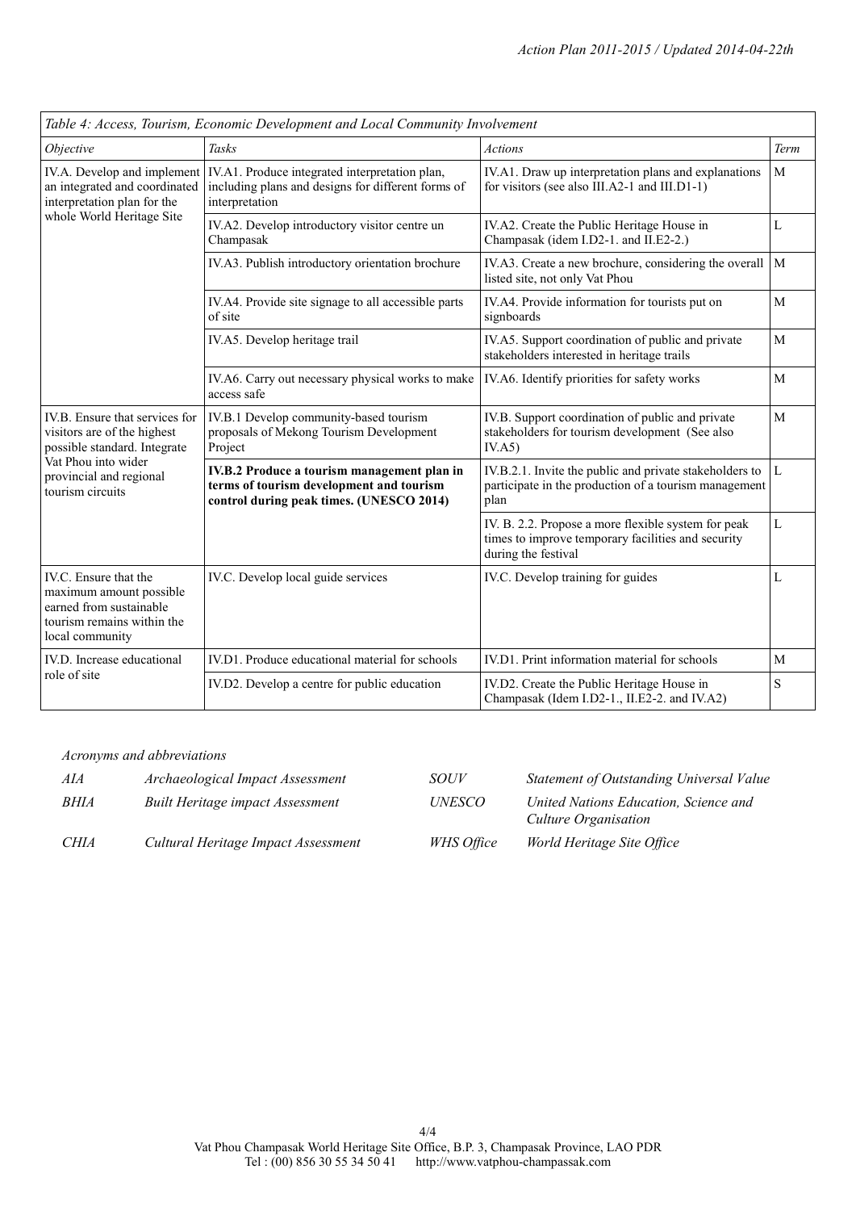*Table 4: Access, Tourism, Economic Development and Local Community Involvement*

| *Objective* | *Tasks* | *Actions* | *Term* |
|---|---|---|---|
| IV.A. Develop and implement an integrated and coordinated interpretation plan for the whole World Heritage Site | IV.A1. Produce integrated interpretation plan, including plans and designs for different forms of interpretation | IV.A1. Draw up interpretation plans and explanations for visitors (see also III.A2-1 and III.D1-1) | M |
| | IV.A2. Develop introductory visitor centre un Champasak | IV.A2. Create the Public Heritage House in Champasak (idem I.D2-1. and II.E2-2.) | L |
| | IV.A3. Publish introductory orientation brochure | IV.A3. Create a new brochure, considering the overall listed site, not only Vat Phou | M |
| | IV.A4. Provide site signage to all accessible parts of site | IV.A4. Provide information for tourists put on signboards | M |
| | IV.A5. Develop heritage trail | IV.A5. Support coordination of public and private stakeholders interested in heritage trails | M |
| | IV.A6. Carry out necessary physical works to make access safe | IV.A6. Identify priorities for safety works | M |
| IV.B. Ensure that services for visitors are of the highest possible standard. Integrate Vat Phou into wider provincial and regional tourism circuits | IV.B.1 Develop community-based tourism proposals of Mekong Tourism Development Project | IV.B. Support coordination of public and private stakeholders for tourism development (See also IV.A5) | M |
| | **IV.B.2 Produce a tourism management plan in terms of tourism development and tourism control during peak times. (UNESCO 2014)** | IV.B.2.1. Invite the public and private stakeholders to participate in the production of a tourism management plan | L |
| | | IV. B. 2.2. Propose a more flexible system for peak times to improve temporary facilities and security during the festival | L |
| IV.C. Ensure that the maximum amount possible earned from sustainable tourism remains within the local community | IV.C. Develop local guide services | IV.C. Develop training for guides | L |
| IV.D. Increase educational role of site | IV.D1. Produce educational material for schools | IV.D1. Print information material for schools | M |
| | IV.D2. Develop a centre for public education | IV.D2. Create the Public Heritage House in Champasak (Idem I.D2-1., II.E2-2. and IV.A2) | S |

*Acronyms and abbreviations*

| | | | |
|---|---|---|---|
| *AIA* | *Archaeological Impact Assessment* | *SOUV* | *Statement of Outstanding Universal Value* |
| *BHIA* | *Built Heritage impact Assessment* | *UNESCO* | *United Nations Education, Science and Culture Organisation* |
| *CHIA* | *Cultural Heritage Impact Assessment* | *WHS Office* | *World Heritage Site Office* |